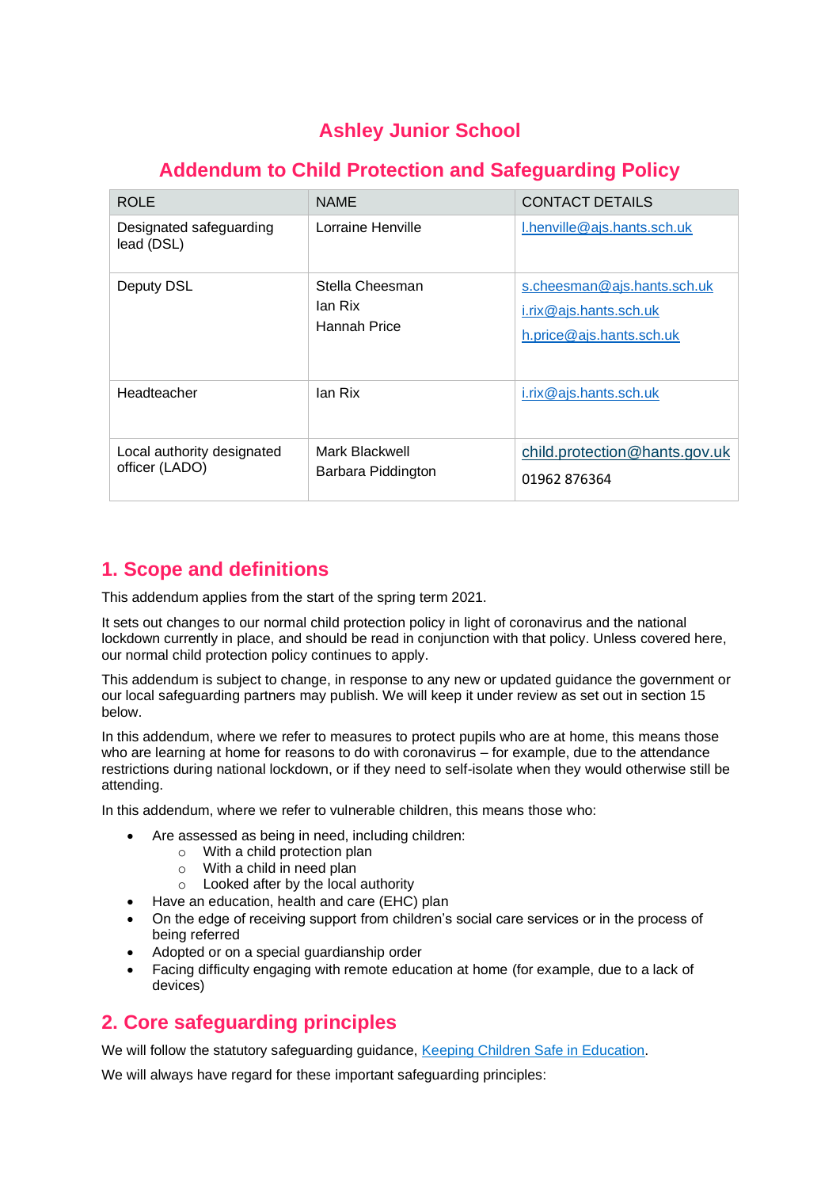# Ashley Junior School

## Addendum to Child Protection and Safeguarding Policy

| ROLE | NAME | CONTACT DETAILS |
|---|---|---|
| Designated safeguarding lead (DSL) | Lorraine Henville | l.henville@ajs.hants.sch.uk |
| Deputy DSL | Stella Cheesman<br>Ian Rix<br>Hannah Price | s.cheesman@ajs.hants.sch.uk<br>i.rix@ajs.hants.sch.uk<br>h.price@ajs.hants.sch.uk |
| Headteacher | Ian Rix | i.rix@ajs.hants.sch.uk |
| Local authority designated officer (LADO) | Mark Blackwell<br>Barbara Piddington | child.protection@hants.gov.uk<br>01962 876364 |

## 1. Scope and definitions

This addendum applies from the start of the spring term 2021.

It sets out changes to our normal child protection policy in light of coronavirus and the national lockdown currently in place, and should be read in conjunction with that policy. Unless covered here, our normal child protection policy continues to apply.

This addendum is subject to change, in response to any new or updated guidance the government or our local safeguarding partners may publish. We will keep it under review as set out in section 15 below.

In this addendum, where we refer to measures to protect pupils who are at home, this means those who are learning at home for reasons to do with coronavirus – for example, due to the attendance restrictions during national lockdown, or if they need to self-isolate when they would otherwise still be attending.

In this addendum, where we refer to vulnerable children, this means those who:

- Are assessed as being in need, including children:
  - With a child protection plan
  - With a child in need plan
  - Looked after by the local authority
- Have an education, health and care (EHC) plan
- On the edge of receiving support from children's social care services or in the process of being referred
- Adopted or on a special guardianship order
- Facing difficulty engaging with remote education at home (for example, due to a lack of devices)

## 2. Core safeguarding principles

We will follow the statutory safeguarding guidance, Keeping Children Safe in Education.

We will always have regard for these important safeguarding principles: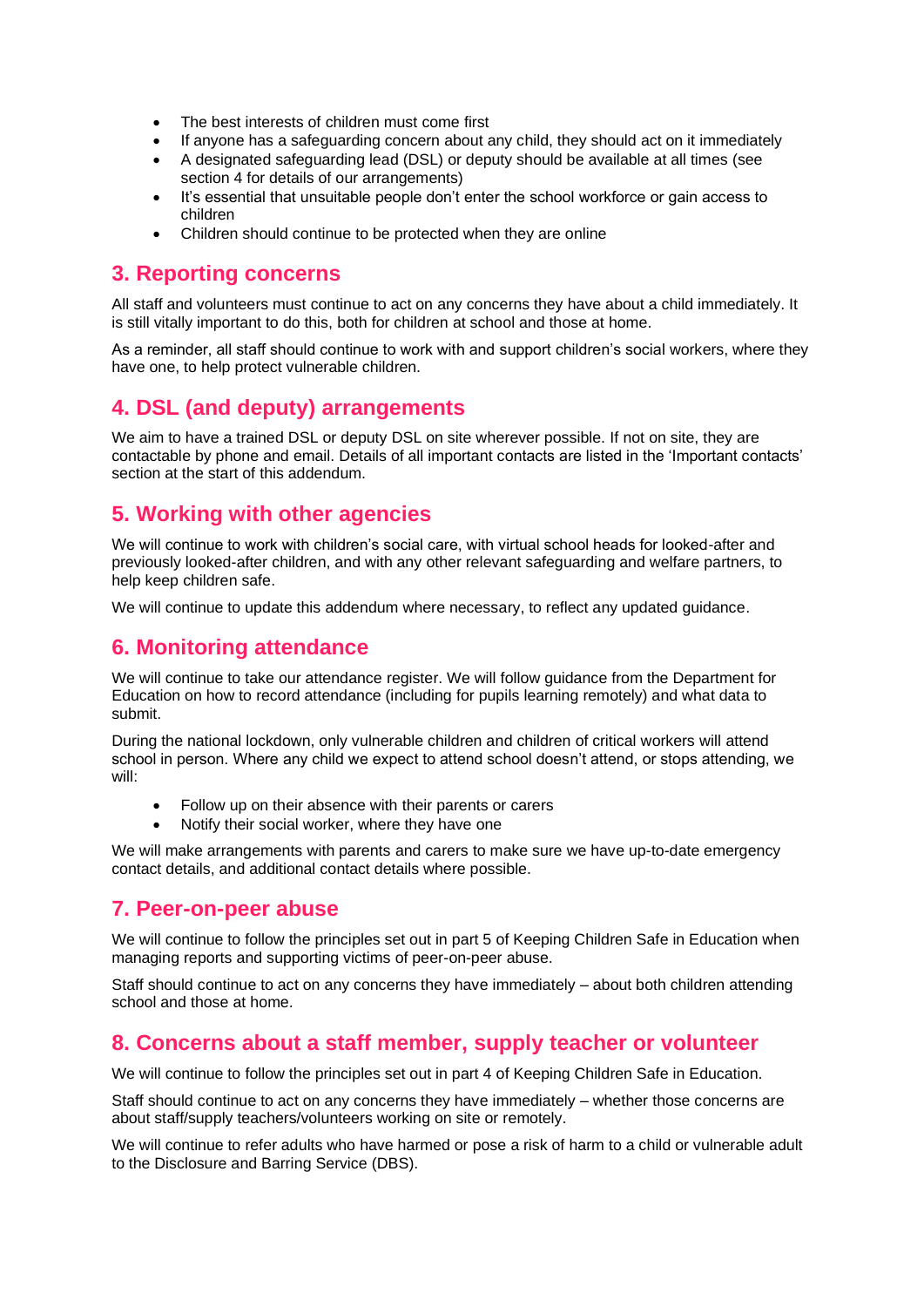- The best interests of children must come first
- If anyone has a safeguarding concern about any child, they should act on it immediately
- A designated safeguarding lead (DSL) or deputy should be available at all times (see section 4 for details of our arrangements)
- It's essential that unsuitable people don't enter the school workforce or gain access to children
- Children should continue to be protected when they are online

## 3. Reporting concerns

All staff and volunteers must continue to act on any concerns they have about a child immediately. It is still vitally important to do this, both for children at school and those at home.

As a reminder, all staff should continue to work with and support children's social workers, where they have one, to help protect vulnerable children.

## 4. DSL (and deputy) arrangements

We aim to have a trained DSL or deputy DSL on site wherever possible. If not on site, they are contactable by phone and email. Details of all important contacts are listed in the 'Important contacts' section at the start of this addendum.

## 5. Working with other agencies

We will continue to work with children's social care, with virtual school heads for looked-after and previously looked-after children, and with any other relevant safeguarding and welfare partners, to help keep children safe.

We will continue to update this addendum where necessary, to reflect any updated guidance.

## 6. Monitoring attendance

We will continue to take our attendance register. We will follow guidance from the Department for Education on how to record attendance (including for pupils learning remotely) and what data to submit.

During the national lockdown, only vulnerable children and children of critical workers will attend school in person. Where any child we expect to attend school doesn't attend, or stops attending, we will:

- Follow up on their absence with their parents or carers
- Notify their social worker, where they have one

We will make arrangements with parents and carers to make sure we have up-to-date emergency contact details, and additional contact details where possible.

## 7. Peer-on-peer abuse

We will continue to follow the principles set out in part 5 of Keeping Children Safe in Education when managing reports and supporting victims of peer-on-peer abuse.

Staff should continue to act on any concerns they have immediately – about both children attending school and those at home.

## 8. Concerns about a staff member, supply teacher or volunteer

We will continue to follow the principles set out in part 4 of Keeping Children Safe in Education.

Staff should continue to act on any concerns they have immediately – whether those concerns are about staff/supply teachers/volunteers working on site or remotely.

We will continue to refer adults who have harmed or pose a risk of harm to a child or vulnerable adult to the Disclosure and Barring Service (DBS).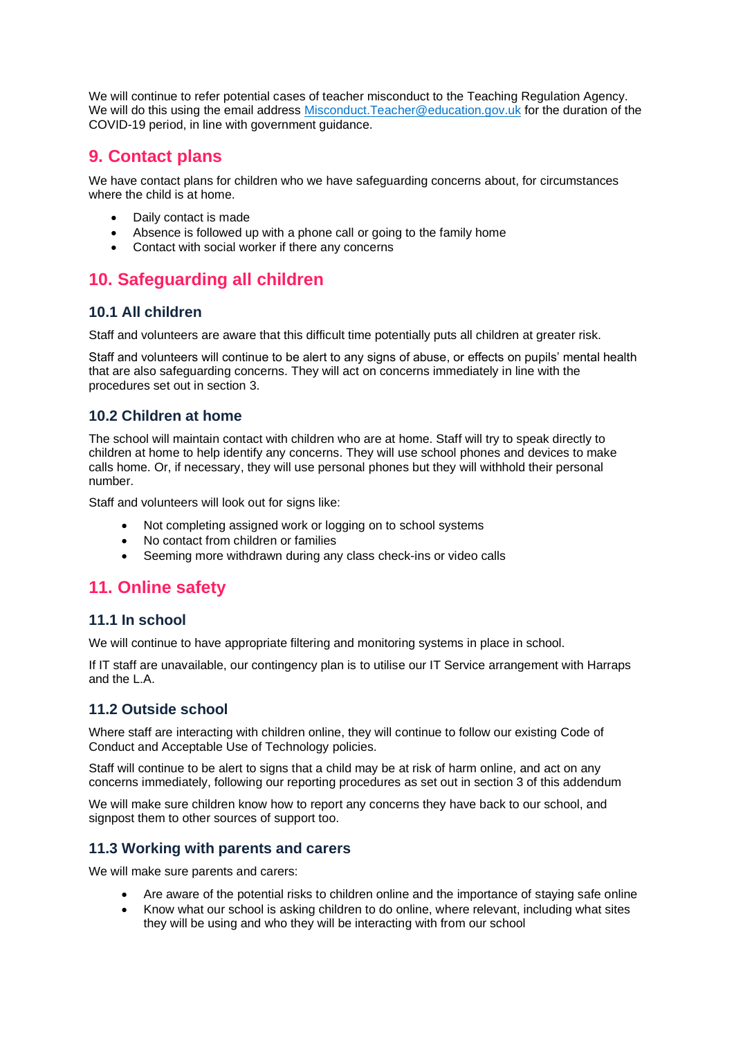We will continue to refer potential cases of teacher misconduct to the Teaching Regulation Agency. We will do this using the email address Misconduct.Teacher@education.gov.uk for the duration of the COVID-19 period, in line with government guidance.

## 9. Contact plans

We have contact plans for children who we have safeguarding concerns about, for circumstances where the child is at home.

- Daily contact is made
- Absence is followed up with a phone call or going to the family home
- Contact with social worker if there any concerns

## 10. Safeguarding all children

### 10.1 All children

Staff and volunteers are aware that this difficult time potentially puts all children at greater risk.

Staff and volunteers will continue to be alert to any signs of abuse, or effects on pupils' mental health that are also safeguarding concerns. They will act on concerns immediately in line with the procedures set out in section 3.

### 10.2 Children at home

The school will maintain contact with children who are at home. Staff will try to speak directly to children at home to help identify any concerns. They will use school phones and devices to make calls home. Or, if necessary, they will use personal phones but they will withhold their personal number.

Staff and volunteers will look out for signs like:

- Not completing assigned work or logging on to school systems
- No contact from children or families
- Seeming more withdrawn during any class check-ins or video calls

## 11. Online safety

### 11.1 In school

We will continue to have appropriate filtering and monitoring systems in place in school.

If IT staff are unavailable, our contingency plan is to utilise our IT Service arrangement with Harraps and the L.A.

### 11.2 Outside school

Where staff are interacting with children online, they will continue to follow our existing Code of Conduct and Acceptable Use of Technology policies.

Staff will continue to be alert to signs that a child may be at risk of harm online, and act on any concerns immediately, following our reporting procedures as set out in section 3 of this addendum

We will make sure children know how to report any concerns they have back to our school, and signpost them to other sources of support too.

### 11.3 Working with parents and carers

We will make sure parents and carers:

- Are aware of the potential risks to children online and the importance of staying safe online
- Know what our school is asking children to do online, where relevant, including what sites they will be using and who they will be interacting with from our school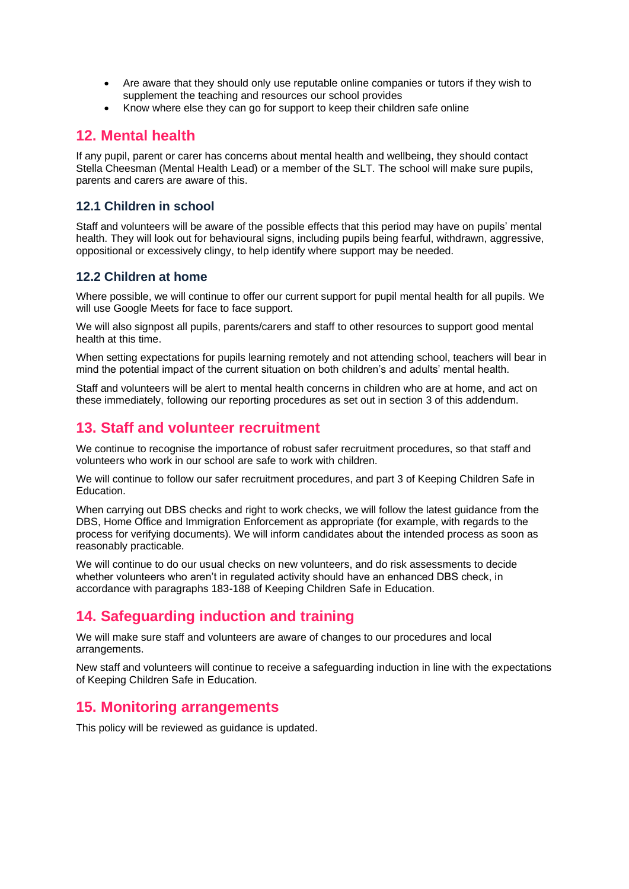- Are aware that they should only use reputable online companies or tutors if they wish to supplement the teaching and resources our school provides
- Know where else they can go for support to keep their children safe online

## 12. Mental health

If any pupil, parent or carer has concerns about mental health and wellbeing, they should contact Stella Cheesman (Mental Health Lead) or a member of the SLT. The school will make sure pupils, parents and carers are aware of this.

### 12.1 Children in school

Staff and volunteers will be aware of the possible effects that this period may have on pupils' mental health. They will look out for behavioural signs, including pupils being fearful, withdrawn, aggressive, oppositional or excessively clingy, to help identify where support may be needed.

### 12.2 Children at home

Where possible, we will continue to offer our current support for pupil mental health for all pupils. We will use Google Meets for face to face support.

We will also signpost all pupils, parents/carers and staff to other resources to support good mental health at this time.

When setting expectations for pupils learning remotely and not attending school, teachers will bear in mind the potential impact of the current situation on both children's and adults' mental health.

Staff and volunteers will be alert to mental health concerns in children who are at home, and act on these immediately, following our reporting procedures as set out in section 3 of this addendum.

## 13. Staff and volunteer recruitment

We continue to recognise the importance of robust safer recruitment procedures, so that staff and volunteers who work in our school are safe to work with children.

We will continue to follow our safer recruitment procedures, and part 3 of Keeping Children Safe in Education.

When carrying out DBS checks and right to work checks, we will follow the latest guidance from the DBS, Home Office and Immigration Enforcement as appropriate (for example, with regards to the process for verifying documents). We will inform candidates about the intended process as soon as reasonably practicable.

We will continue to do our usual checks on new volunteers, and do risk assessments to decide whether volunteers who aren't in regulated activity should have an enhanced DBS check, in accordance with paragraphs 183-188 of Keeping Children Safe in Education.

## 14. Safeguarding induction and training

We will make sure staff and volunteers are aware of changes to our procedures and local arrangements.

New staff and volunteers will continue to receive a safeguarding induction in line with the expectations of Keeping Children Safe in Education.

## 15. Monitoring arrangements

This policy will be reviewed as guidance is updated.